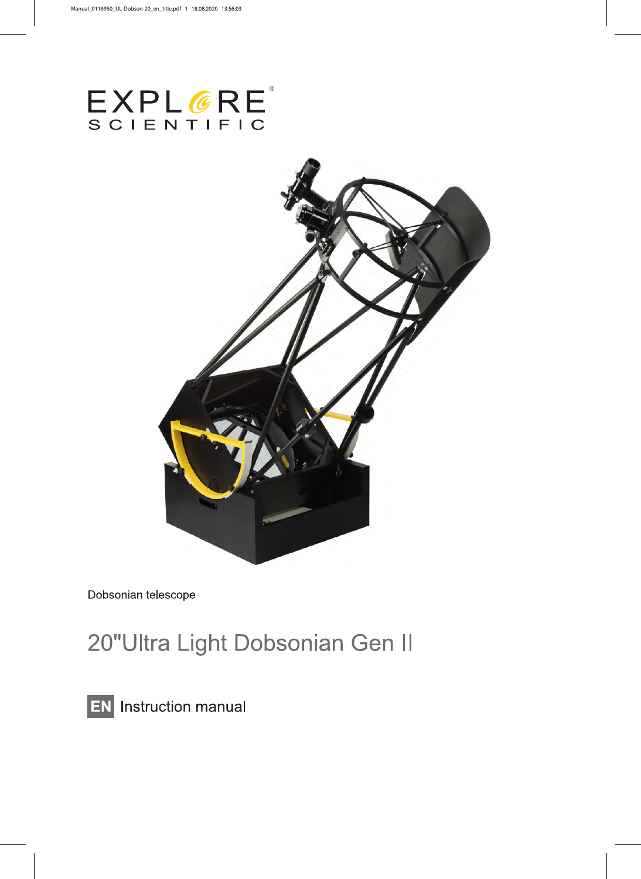EXPLORE SCIENTIFIC®

Dobsonian telescope

# 20"Ultra Light Dobsonian Gen II

EN Instruction manual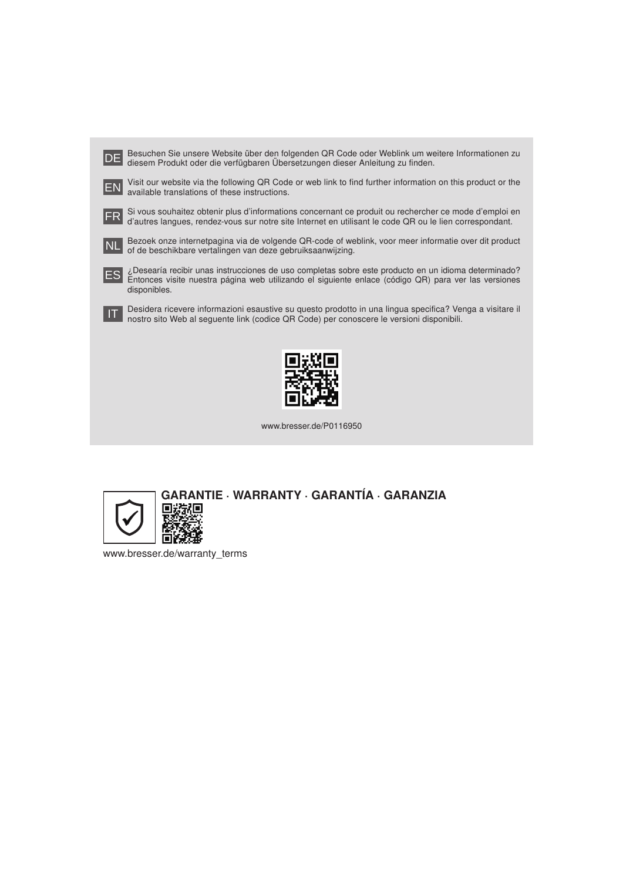DE Besuchen Sie unsere Website über den folgenden QR Code oder Weblink um weitere Informationen zu diesem Produkt oder die verfügbaren Übersetzungen dieser Anleitung zu finden.

EN Visit our website via the following QR Code or web link to find further information on this product or the available translations of these instructions.

FR Si vous souhaitez obtenir plus d'informations concernant ce produit ou rechercher ce mode d'emploi en d'autres langues, rendez-vous sur notre site Internet en utilisant le code QR ou le lien correspondant.

NL Bezoek onze internetpagina via de volgende QR-code of weblink, voor meer informatie over dit product of de beschikbare vertalingen van deze gebruiksaanwijzing.

ES ¿Desearía recibir unas instrucciones de uso completas sobre este producto en un idioma determinado? Entonces visite nuestra página web utilizando el siguiente enlace (código QR) para ver las versiones disponibles.

IT Desidera ricevere informazioni esaustive su questo prodotto in una lingua specifica? Venga a visitare il nostro sito Web al seguente link (codice QR Code) per conoscere le versioni disponibili.

www.bresser.de/P0116950

**GARANTIE · WARRANTY · GARANTÍA · GARANZIA**

www.bresser.de/warranty_terms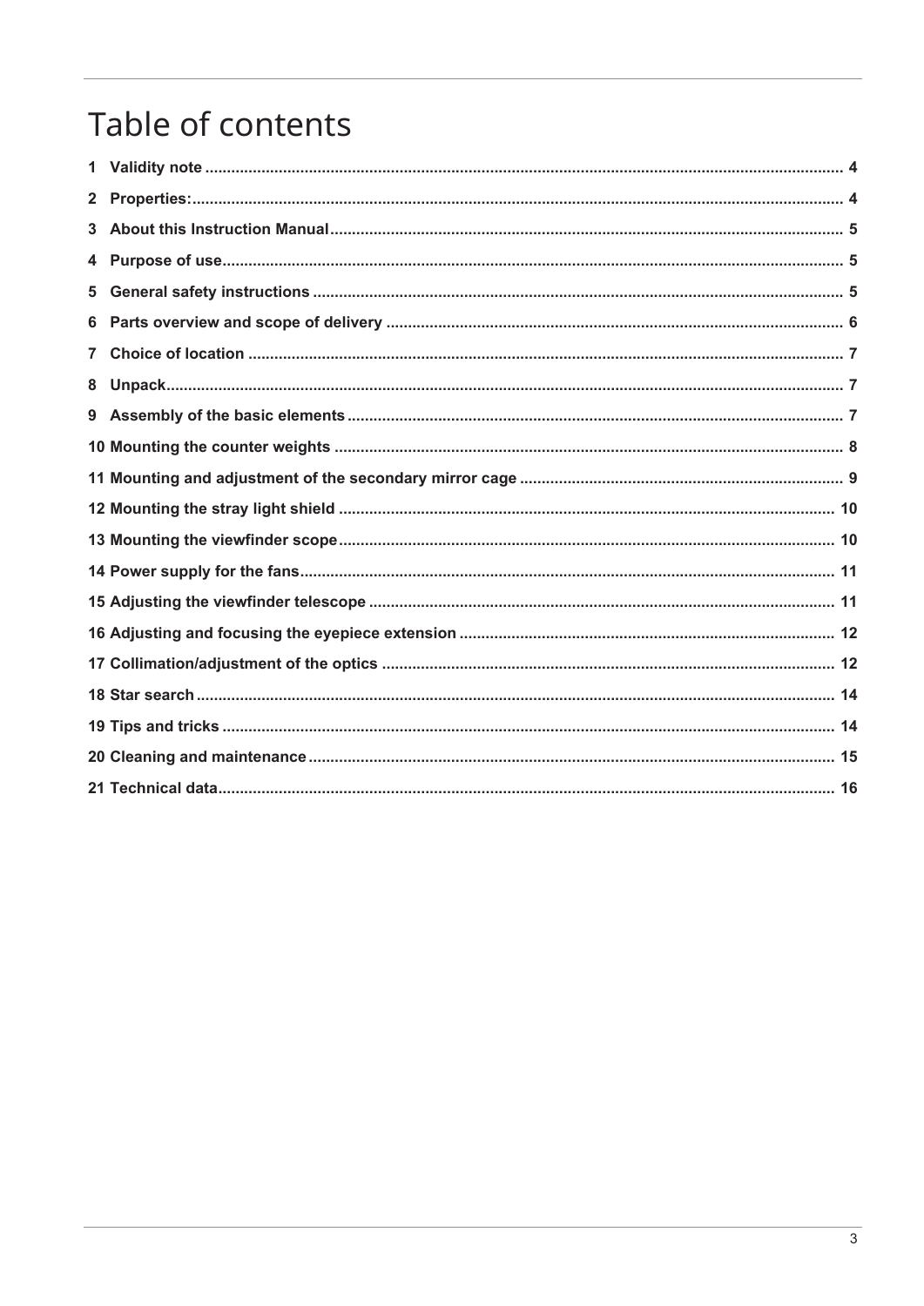# Table of contents

1 Validity note ... 4

2 Properties: ... 4

3 About this Instruction Manual ... 5

4 Purpose of use ... 5

5 General safety instructions ... 5

6 Parts overview and scope of delivery ... 6

7 Choice of location ... 7

8 Unpack ... 7

9 Assembly of the basic elements ... 7

10 Mounting the counter weights ... 8

11 Mounting and adjustment of the secondary mirror cage ... 9

12 Mounting the stray light shield ... 10

13 Mounting the viewfinder scope ... 10

14 Power supply for the fans ... 11

15 Adjusting the viewfinder telescope ... 11

16 Adjusting and focusing the eyepiece extension ... 12

17 Collimation/adjustment of the optics ... 12

18 Star search ... 14

19 Tips and tricks ... 14

20 Cleaning and maintenance ... 15

21 Technical data ... 16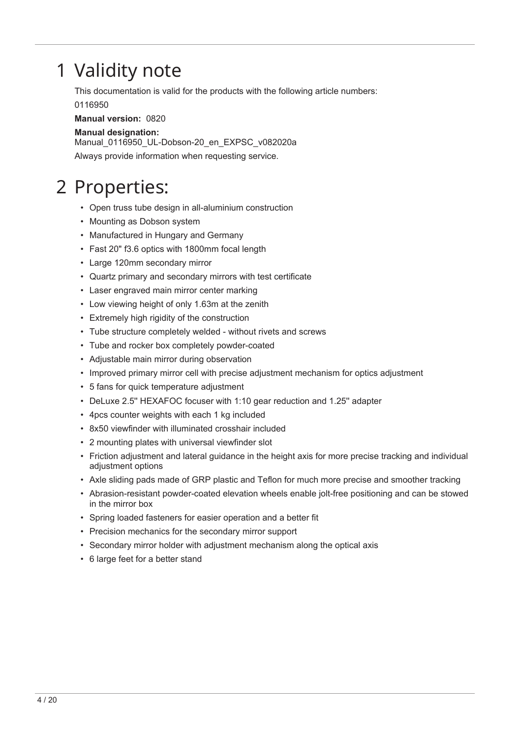# 1 Validity note

This documentation is valid for the products with the following article numbers:

0116950

**Manual version:** 0820

**Manual designation:**
Manual_0116950_UL-Dobson-20_en_EXPSC_v082020a

Always provide information when requesting service.

# 2 Properties:

- Open truss tube design in all-aluminium construction
- Mounting as Dobson system
- Manufactured in Hungary and Germany
- Fast 20" f3.6 optics with 1800mm focal length
- Large 120mm secondary mirror
- Quartz primary and secondary mirrors with test certificate
- Laser engraved main mirror center marking
- Low viewing height of only 1.63m at the zenith
- Extremely high rigidity of the construction
- Tube structure completely welded - without rivets and screws
- Tube and rocker box completely powder-coated
- Adjustable main mirror during observation
- Improved primary mirror cell with precise adjustment mechanism for optics adjustment
- 5 fans for quick temperature adjustment
- DeLuxe 2.5'' HEXAFOC focuser with 1:10 gear reduction and 1.25'' adapter
- 4pcs counter weights with each 1 kg included
- 8x50 viewfinder with illuminated crosshair included
- 2 mounting plates with universal viewfinder slot
- Friction adjustment and lateral guidance in the height axis for more precise tracking and individual adjustment options
- Axle sliding pads made of GRP plastic and Teflon for much more precise and smoother tracking
- Abrasion-resistant powder-coated elevation wheels enable jolt-free positioning and can be stowed in the mirror box
- Spring loaded fasteners for easier operation and a better fit
- Precision mechanics for the secondary mirror support
- Secondary mirror holder with adjustment mechanism along the optical axis
- 6 large feet for a better stand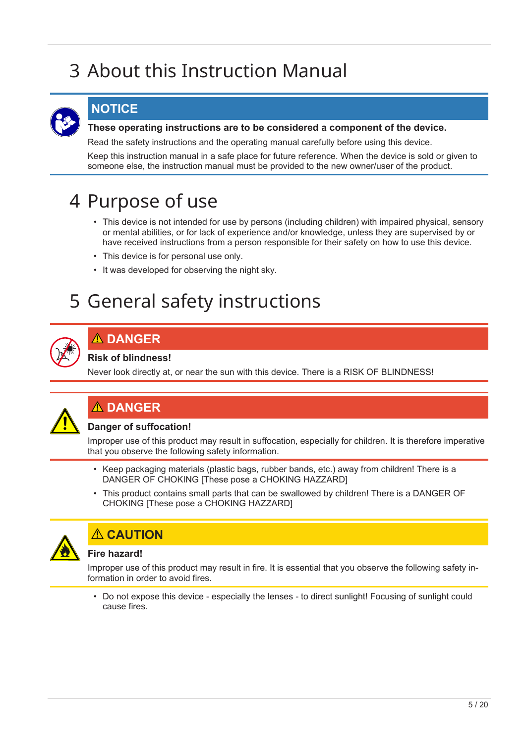# 3 About this Instruction Manual

**NOTICE**

**These operating instructions are to be considered a component of the device.**

Read the safety instructions and the operating manual carefully before using this device.

Keep this instruction manual in a safe place for future reference. When the device is sold or given to someone else, the instruction manual must be provided to the new owner/user of the product.

# 4 Purpose of use

- This device is not intended for use by persons (including children) with impaired physical, sensory or mental abilities, or for lack of experience and/or knowledge, unless they are supervised by or have received instructions from a person responsible for their safety on how to use this device.
- This device is for personal use only.
- It was developed for observing the night sky.

# 5 General safety instructions

**⚠ DANGER**

**Risk of blindness!**

Never look directly at, or near the sun with this device. There is a RISK OF BLINDNESS!

**⚠ DANGER**

**Danger of suffocation!**

Improper use of this product may result in suffocation, especially for children. It is therefore imperative that you observe the following safety information.

- Keep packaging materials (plastic bags, rubber bands, etc.) away from children! There is a DANGER OF CHOKING [These pose a CHOKING HAZZARD]
- This product contains small parts that can be swallowed by children! There is a DANGER OF CHOKING [These pose a CHOKING HAZZARD]

**⚠ CAUTION**

**Fire hazard!**

Improper use of this product may result in fire. It is essential that you observe the following safety information in order to avoid fires.

- Do not expose this device - especially the lenses - to direct sunlight! Focusing of sunlight could cause fires.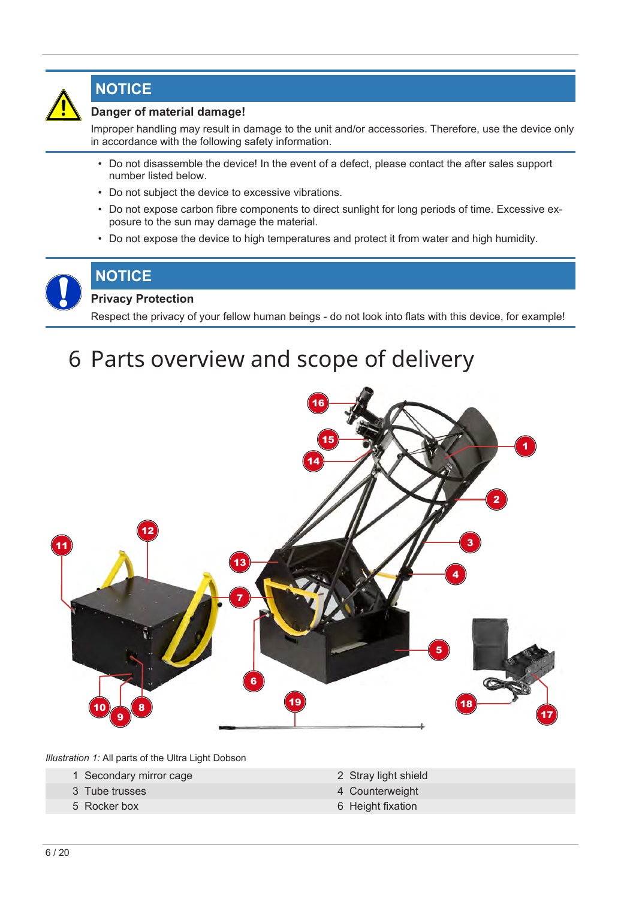## NOTICE

**Danger of material damage!**

Improper handling may result in damage to the unit and/or accessories. Therefore, use the device only in accordance with the following safety information.

- Do not disassemble the device! In the event of a defect, please contact the after sales support number listed below.
- Do not subject the device to excessive vibrations.
- Do not expose carbon fibre components to direct sunlight for long periods of time. Excessive exposure to the sun may damage the material.
- Do not expose the device to high temperatures and protect it from water and high humidity.

## NOTICE

**Privacy Protection**

Respect the privacy of your fellow human beings - do not look into flats with this device, for example!

# 6 Parts overview and scope of delivery

*Illustration 1:* All parts of the Ultra Light Dobson

| | |
|---|---|
| 1 Secondary mirror cage | 2 Stray light shield |
| 3 Tube trusses | 4 Counterweight |
| 5 Rocker box | 6 Height fixation |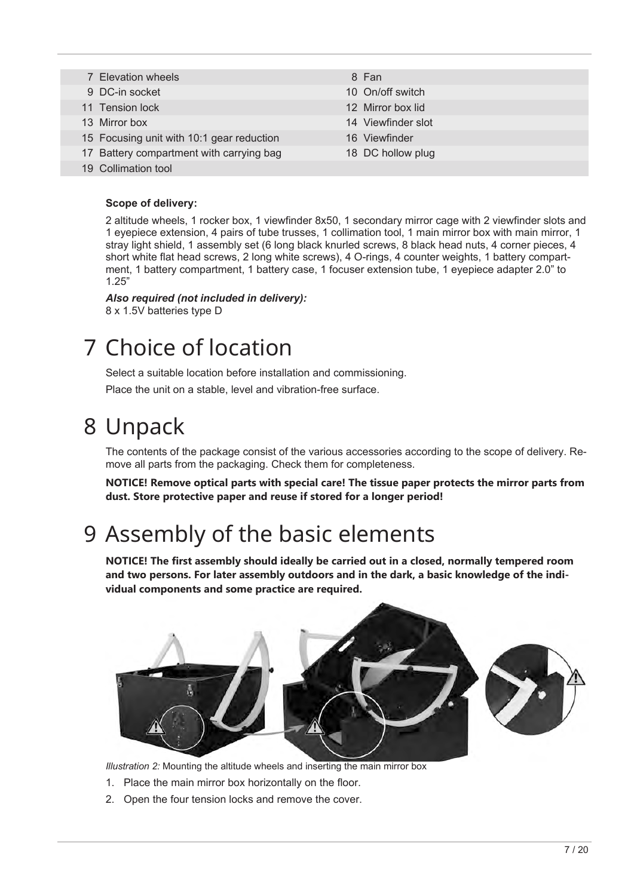| | |
|---|---|
| 7 Elevation wheels | 8 Fan |
| 9 DC-in socket | 10 On/off switch |
| 11 Tension lock | 12 Mirror box lid |
| 13 Mirror box | 14 Viewfinder slot |
| 15 Focusing unit with 10:1 gear reduction | 16 Viewfinder |
| 17 Battery compartment with carrying bag | 18 DC hollow plug |
| 19 Collimation tool | |

**Scope of delivery:**

2 altitude wheels, 1 rocker box, 1 viewfinder 8x50, 1 secondary mirror cage with 2 viewfinder slots and 1 eyepiece extension, 4 pairs of tube trusses, 1 collimation tool, 1 main mirror box with main mirror, 1 stray light shield, 1 assembly set (6 long black knurled screws, 8 black head nuts, 4 corner pieces, 4 short white flat head screws, 2 long white screws), 4 O-rings, 4 counter weights, 1 battery compartment, 1 battery compartment, 1 battery case, 1 focuser extension tube, 1 eyepiece adapter 2.0" to 1.25"

***Also required (not included in delivery):***
8 x 1.5V batteries type D

# 7 Choice of location

Select a suitable location before installation and commissioning.

Place the unit on a stable, level and vibration-free surface.

# 8 Unpack

The contents of the package consist of the various accessories according to the scope of delivery. Remove all parts from the packaging. Check them for completeness.

**NOTICE! Remove optical parts with special care! The tissue paper protects the mirror parts from dust. Store protective paper and reuse if stored for a longer period!**

# 9 Assembly of the basic elements

**NOTICE! The first assembly should ideally be carried out in a closed, normally tempered room and two persons. For later assembly outdoors and in the dark, a basic knowledge of the individual components and some practice are required.**

*Illustration 2:* Mounting the altitude wheels and inserting the main mirror box

1. Place the main mirror box horizontally on the floor.
2. Open the four tension locks and remove the cover.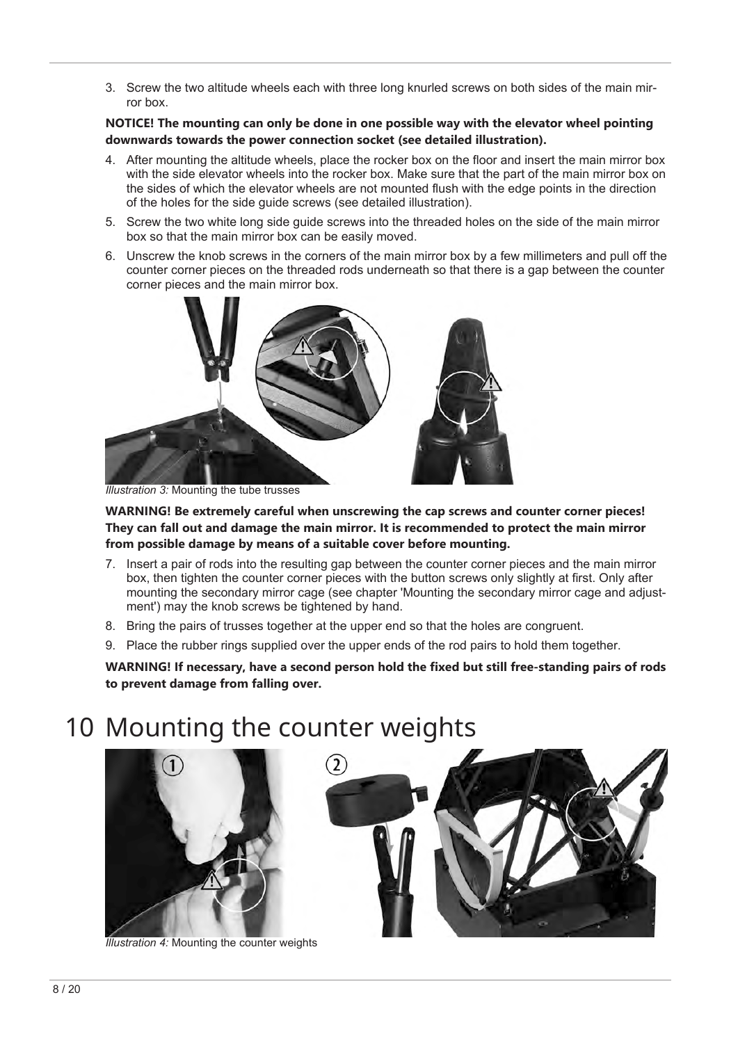3. Screw the two altitude wheels each with three long knurled screws on both sides of the main mirror box.

**NOTICE! The mounting can only be done in one possible way with the elevator wheel pointing downwards towards the power connection socket (see detailed illustration).**

4. After mounting the altitude wheels, place the rocker box on the floor and insert the main mirror box with the side elevator wheels into the rocker box. Make sure that the part of the main mirror box on the sides of which the elevator wheels are not mounted flush with the edge points in the direction of the holes for the side guide screws (see detailed illustration).
5. Screw the two white long side guide screws into the threaded holes on the side of the main mirror box so that the main mirror box can be easily moved.
6. Unscrew the knob screws in the corners of the main mirror box by a few millimeters and pull off the counter corner pieces on the threaded rods underneath so that there is a gap between the counter corner pieces and the main mirror box.

*Illustration 3:* Mounting the tube trusses

**WARNING! Be extremely careful when unscrewing the cap screws and counter corner pieces! They can fall out and damage the main mirror. It is recommended to protect the main mirror from possible damage by means of a suitable cover before mounting.**

7. Insert a pair of rods into the resulting gap between the counter corner pieces and the main mirror box, then tighten the counter corner pieces with the button screws only slightly at first. Only after mounting the secondary mirror cage (see chapter 'Mounting the secondary mirror cage and adjustment') may the knob screws be tightened by hand.
8. Bring the pairs of trusses together at the upper end so that the holes are congruent.
9. Place the rubber rings supplied over the upper ends of the rod pairs to hold them together.

**WARNING! If necessary, have a second person hold the fixed but still free-standing pairs of rods to prevent damage from falling over.**

# 10 Mounting the counter weights

*Illustration 4:* Mounting the counter weights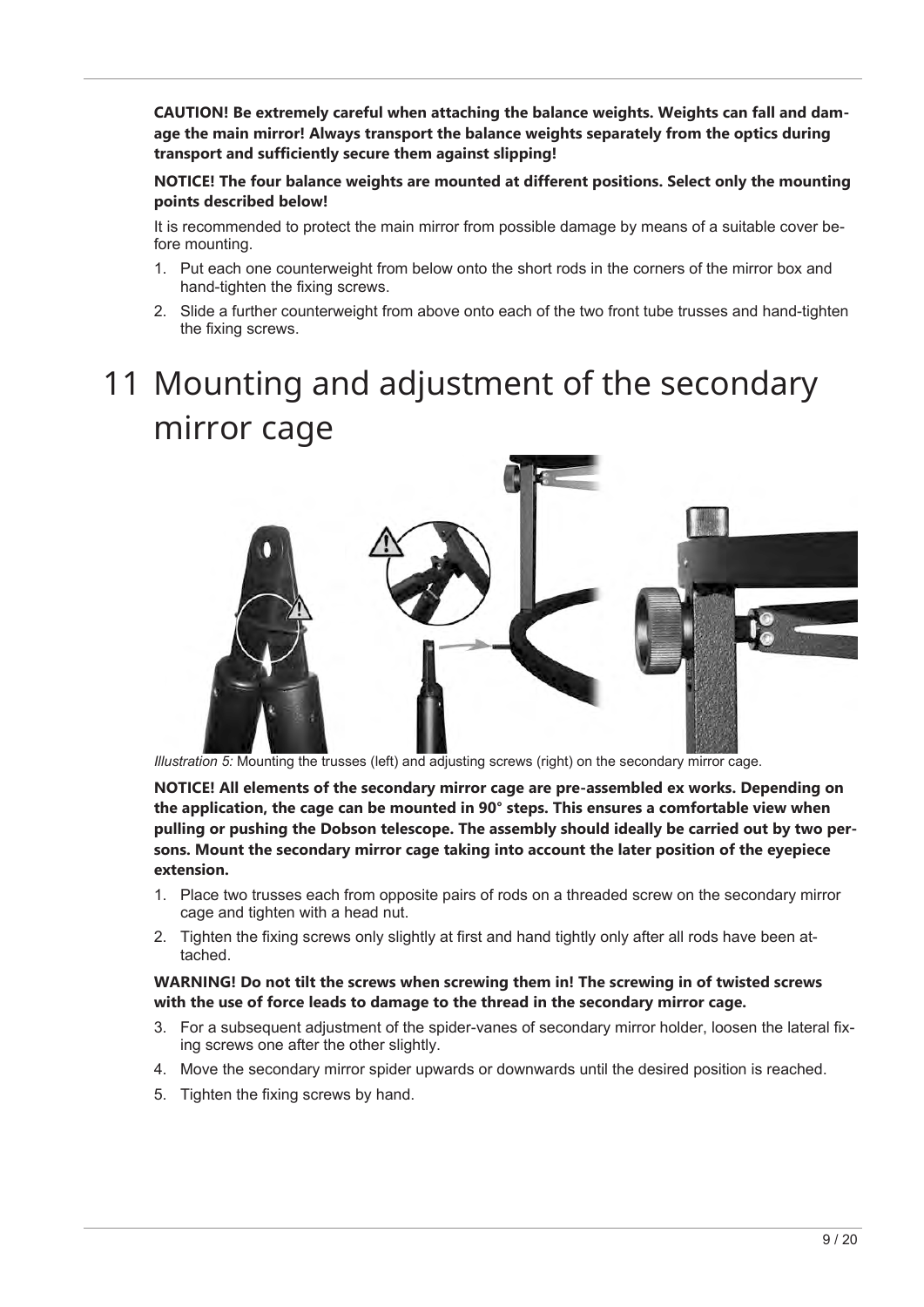**CAUTION! Be extremely careful when attaching the balance weights. Weights can fall and damage the main mirror! Always transport the balance weights separately from the optics during transport and sufficiently secure them against slipping!**

**NOTICE! The four balance weights are mounted at different positions. Select only the mounting points described below!**

It is recommended to protect the main mirror from possible damage by means of a suitable cover before mounting.

1. Put each one counterweight from below onto the short rods in the corners of the mirror box and hand-tighten the fixing screws.
2. Slide a further counterweight from above onto each of the two front tube trusses and hand-tighten the fixing screws.

# 11 Mounting and adjustment of the secondary mirror cage

*Illustration 5:* Mounting the trusses (left) and adjusting screws (right) on the secondary mirror cage.

**NOTICE! All elements of the secondary mirror cage are pre-assembled ex works. Depending on the application, the cage can be mounted in 90° steps. This ensures a comfortable view when pulling or pushing the Dobson telescope. The assembly should ideally be carried out by two persons. Mount the secondary mirror cage taking into account the later position of the eyepiece extension.**

1. Place two trusses each from opposite pairs of rods on a threaded screw on the secondary mirror cage and tighten with a head nut.
2. Tighten the fixing screws only slightly at first and hand tightly only after all rods have been attached.

**WARNING! Do not tilt the screws when screwing them in! The screwing in of twisted screws with the use of force leads to damage to the thread in the secondary mirror cage.**

3. For a subsequent adjustment of the spider-vanes of secondary mirror holder, loosen the lateral fixing screws one after the other slightly.
4. Move the secondary mirror spider upwards or downwards until the desired position is reached.
5. Tighten the fixing screws by hand.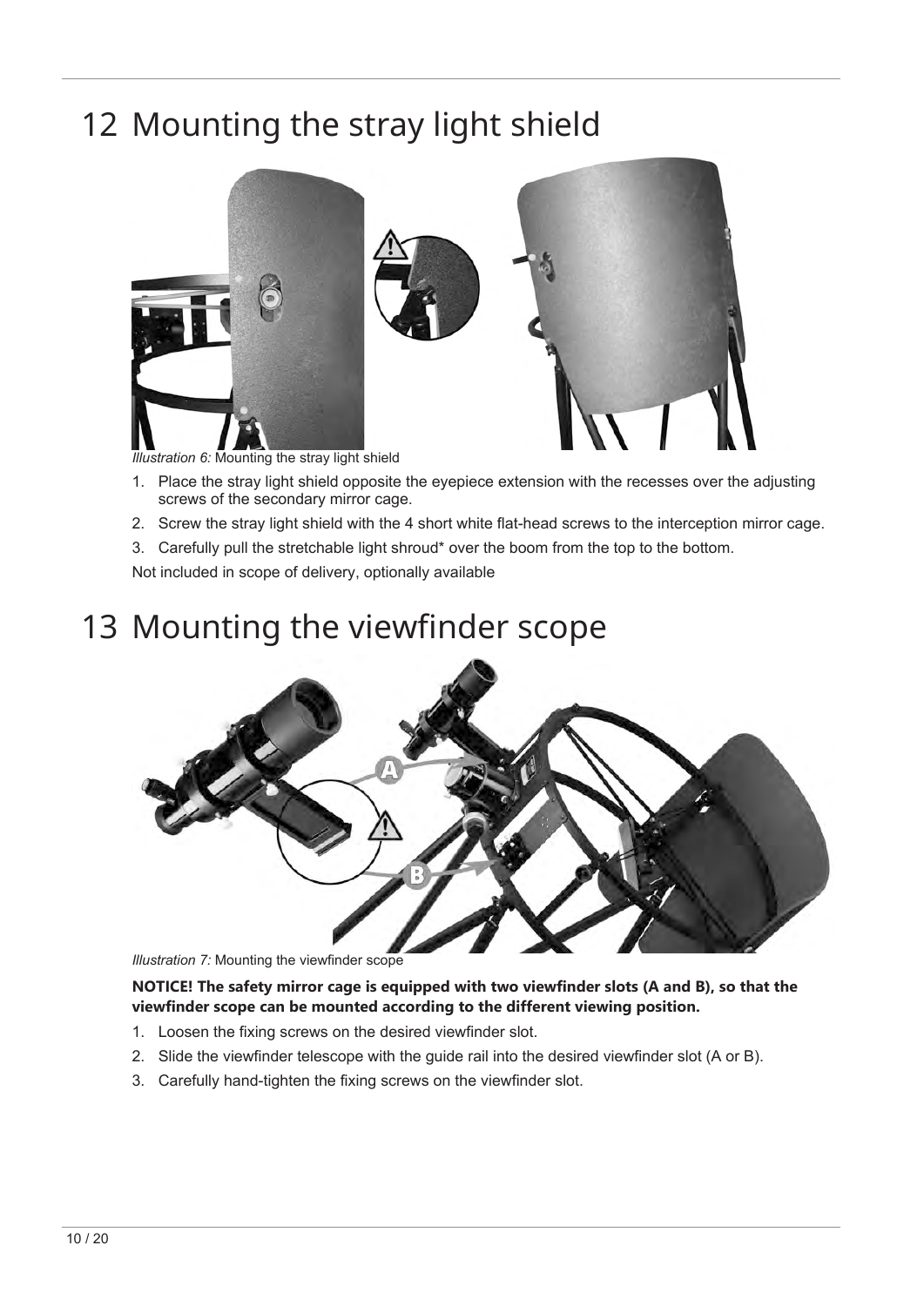# 12 Mounting the stray light shield

*Illustration 6:* Mounting the stray light shield

1. Place the stray light shield opposite the eyepiece extension with the recesses over the adjusting screws of the secondary mirror cage.
2. Screw the stray light shield with the 4 short white flat-head screws to the interception mirror cage.
3. Carefully pull the stretchable light shroud* over the boom from the top to the bottom.

Not included in scope of delivery, optionally available

# 13 Mounting the viewfinder scope

*Illustration 7:* Mounting the viewfinder scope

**NOTICE! The safety mirror cage is equipped with two viewfinder slots (A and B), so that the viewfinder scope can be mounted according to the different viewing position.**

1. Loosen the fixing screws on the desired viewfinder slot.
2. Slide the viewfinder telescope with the guide rail into the desired viewfinder slot (A or B).
3. Carefully hand-tighten the fixing screws on the viewfinder slot.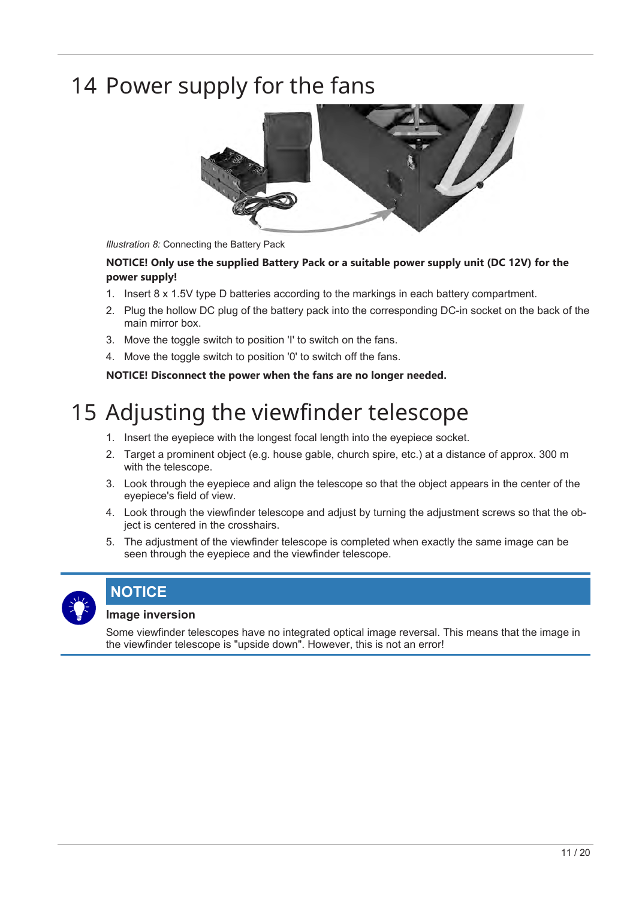# 14 Power supply for the fans

*Illustration 8:* Connecting the Battery Pack

**NOTICE! Only use the supplied Battery Pack or a suitable power supply unit (DC 12V) for the power supply!**

1. Insert 8 x 1.5V type D batteries according to the markings in each battery compartment.
2. Plug the hollow DC plug of the battery pack into the corresponding DC-in socket on the back of the main mirror box.
3. Move the toggle switch to position 'I' to switch on the fans.
4. Move the toggle switch to position '0' to switch off the fans.

**NOTICE! Disconnect the power when the fans are no longer needed.**

# 15 Adjusting the viewfinder telescope

1. Insert the eyepiece with the longest focal length into the eyepiece socket.
2. Target a prominent object (e.g. house gable, church spire, etc.) at a distance of approx. 300 m with the telescope.
3. Look through the eyepiece and align the telescope so that the object appears in the center of the eyepiece's field of view.
4. Look through the viewfinder telescope and adjust by turning the adjustment screws so that the object is centered in the crosshairs.
5. The adjustment of the viewfinder telescope is completed when exactly the same image can be seen through the eyepiece and the viewfinder telescope.

**NOTICE**

**Image inversion**

Some viewfinder telescopes have no integrated optical image reversal. This means that the image in the viewfinder telescope is "upside down". However, this is not an error!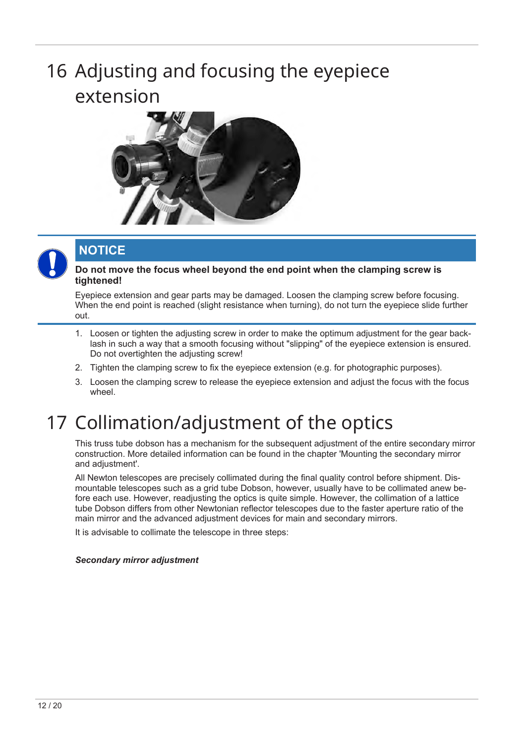# 16 Adjusting and focusing the eyepiece extension

## NOTICE

**Do not move the focus wheel beyond the end point when the clamping screw is tightened!**

Eyepiece extension and gear parts may be damaged. Loosen the clamping screw before focusing. When the end point is reached (slight resistance when turning), do not turn the eyepiece slide further out.

1. Loosen or tighten the adjusting screw in order to make the optimum adjustment for the gear backlash in such a way that a smooth focusing without "slipping" of the eyepiece extension is ensured. Do not overtighten the adjusting screw!
2. Tighten the clamping screw to fix the eyepiece extension (e.g. for photographic purposes).
3. Loosen the clamping screw to release the eyepiece extension and adjust the focus with the focus wheel.

# 17 Collimation/adjustment of the optics

This truss tube dobson has a mechanism for the subsequent adjustment of the entire secondary mirror construction. More detailed information can be found in the chapter 'Mounting the secondary mirror and adjustment'.

All Newton telescopes are precisely collimated during the final quality control before shipment. Dismountable telescopes such as a grid tube Dobson, however, usually have to be collimated anew before each use. However, readjusting the optics is quite simple. However, the collimation of a lattice tube Dobson differs from other Newtonian reflector telescopes due to the faster aperture ratio of the main mirror and the advanced adjustment devices for main and secondary mirrors.

It is advisable to collimate the telescope in three steps:

***Secondary mirror adjustment***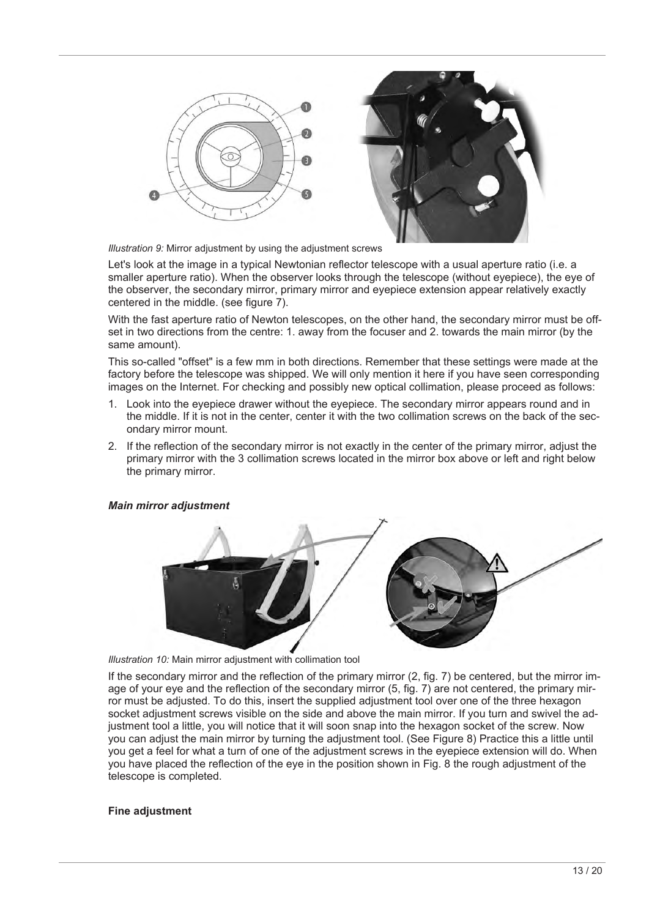*Illustration 9:* Mirror adjustment by using the adjustment screws

Let's look at the image in a typical Newtonian reflector telescope with a usual aperture ratio (i.e. a smaller aperture ratio). When the observer looks through the telescope (without eyepiece), the eye of the observer, the secondary mirror, primary mirror and eyepiece extension appear relatively exactly centered in the middle. (see figure 7).

With the fast aperture ratio of Newton telescopes, on the other hand, the secondary mirror must be offset in two directions from the centre: 1. away from the focuser and 2. towards the main mirror (by the same amount).

This so-called "offset" is a few mm in both directions. Remember that these settings were made at the factory before the telescope was shipped. We will only mention it here if you have seen corresponding images on the Internet. For checking and possibly new optical collimation, please proceed as follows:

1. Look into the eyepiece drawer without the eyepiece. The secondary mirror appears round and in the middle. If it is not in the center, center it with the two collimation screws on the back of the secondary mirror mount.
2. If the reflection of the secondary mirror is not exactly in the center of the primary mirror, adjust the primary mirror with the 3 collimation screws located in the mirror box above or left and right below the primary mirror.

***Main mirror adjustment***

*Illustration 10:* Main mirror adjustment with collimation tool

If the secondary mirror and the reflection of the primary mirror (2, fig. 7) be centered, but the mirror image of your eye and the reflection of the secondary mirror (5, fig. 7) are not centered, the primary mirror must be adjusted. To do this, insert the supplied adjustment tool over one of the three hexagon socket adjustment screws visible on the side and above the main mirror. If you turn and swivel the adjustment tool a little, you will notice that it will soon snap into the hexagon socket of the screw. Now you can adjust the main mirror by turning the adjustment tool. (See Figure 8) Practice this a little until you get a feel for what a turn of one of the adjustment screws in the eyepiece extension will do. When you have placed the reflection of the eye in the position shown in Fig. 8 the rough adjustment of the telescope is completed.

**Fine adjustment**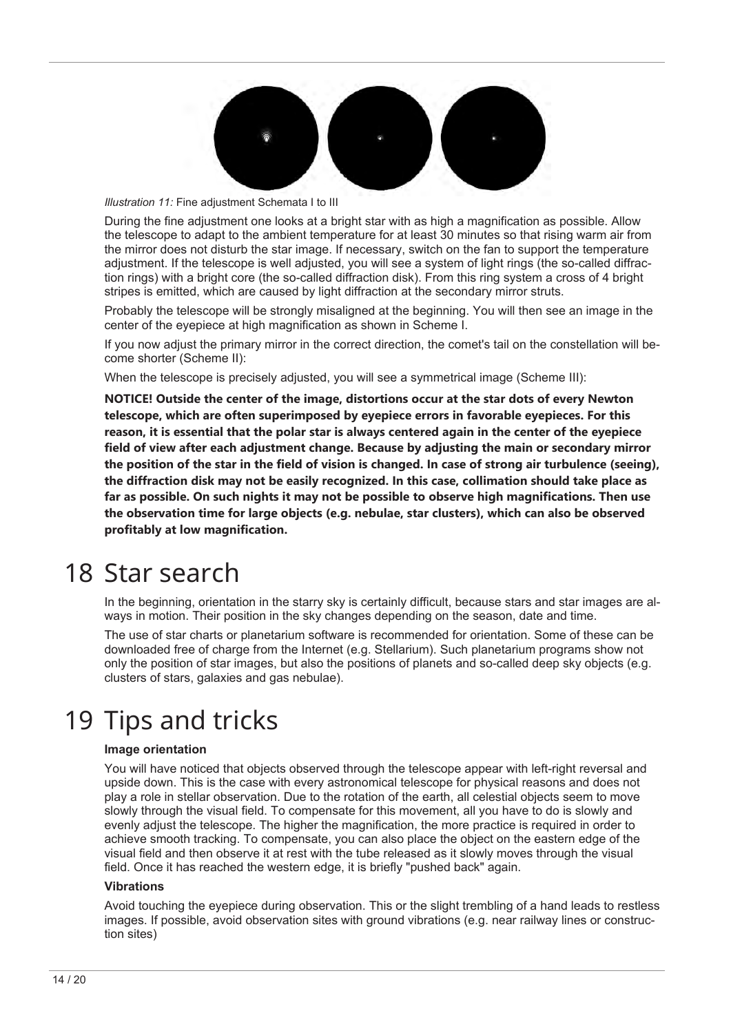*Illustration 11:* Fine adjustment Schemata I to III

During the fine adjustment one looks at a bright star with as high a magnification as possible. Allow the telescope to adapt to the ambient temperature for at least 30 minutes so that rising warm air from the mirror does not disturb the star image. If necessary, switch on the fan to support the temperature adjustment. If the telescope is well adjusted, you will see a system of light rings (the so-called diffraction rings) with a bright core (the so-called diffraction disk). From this ring system a cross of 4 bright stripes is emitted, which are caused by light diffraction at the secondary mirror struts.

Probably the telescope will be strongly misaligned at the beginning. You will then see an image in the center of the eyepiece at high magnification as shown in Scheme I.

If you now adjust the primary mirror in the correct direction, the comet's tail on the constellation will become shorter (Scheme II):

When the telescope is precisely adjusted, you will see a symmetrical image (Scheme III):

**NOTICE! Outside the center of the image, distortions occur at the star dots of every Newton telescope, which are often superimposed by eyepiece errors in favorable eyepieces. For this reason, it is essential that the polar star is always centered again in the center of the eyepiece field of view after each adjustment change. Because by adjusting the main or secondary mirror the position of the star in the field of vision is changed. In case of strong air turbulence (seeing), the diffraction disk may not be easily recognized. In this case, collimation should take place as far as possible. On such nights it may not be possible to observe high magnifications. Then use the observation time for large objects (e.g. nebulae, star clusters), which can also be observed profitably at low magnification.**

# 18 Star search

In the beginning, orientation in the starry sky is certainly difficult, because stars and star images are always in motion. Their position in the sky changes depending on the season, date and time.

The use of star charts or planetarium software is recommended for orientation. Some of these can be downloaded free of charge from the Internet (e.g. Stellarium). Such planetarium programs show not only the position of star images, but also the positions of planets and so-called deep sky objects (e.g. clusters of stars, galaxies and gas nebulae).

# 19 Tips and tricks

**Image orientation**

You will have noticed that objects observed through the telescope appear with left-right reversal and upside down. This is the case with every astronomical telescope for physical reasons and does not play a role in stellar observation. Due to the rotation of the earth, all celestial objects seem to move slowly through the visual field. To compensate for this movement, all you have to do is slowly and evenly adjust the telescope. The higher the magnification, the more practice is required in order to achieve smooth tracking. To compensate, you can also place the object on the eastern edge of the visual field and then observe it at rest with the tube released as it slowly moves through the visual field. Once it has reached the western edge, it is briefly "pushed back" again.

**Vibrations**

Avoid touching the eyepiece during observation. This or the slight trembling of a hand leads to restless images. If possible, avoid observation sites with ground vibrations (e.g. near railway lines or construction sites)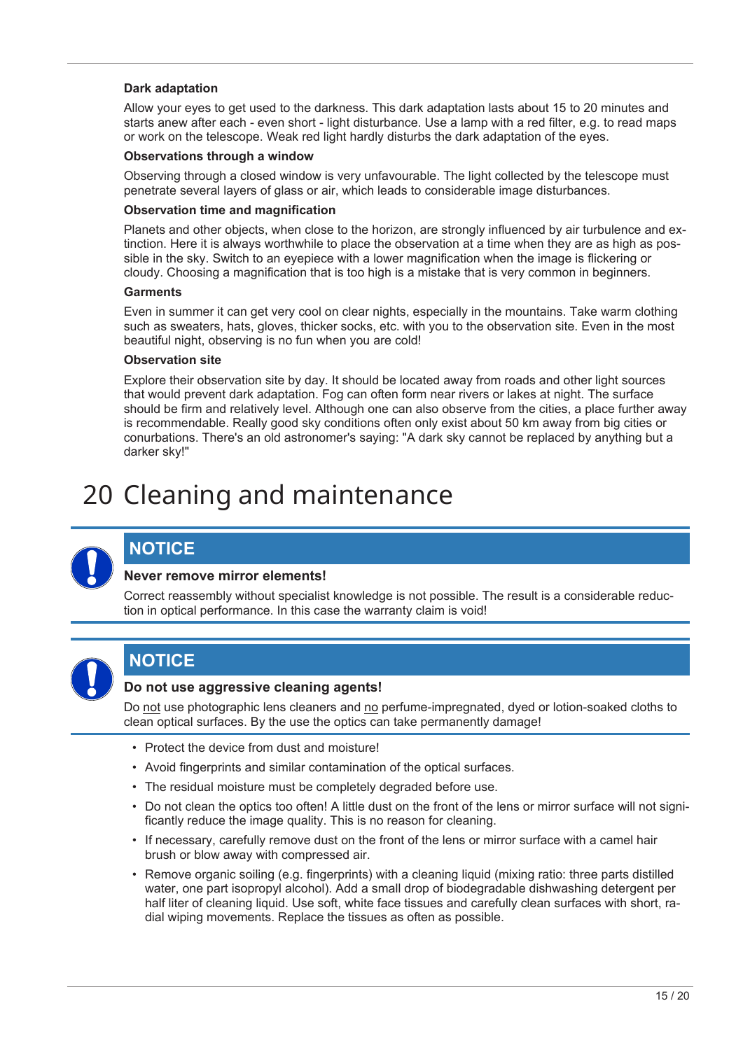#### Dark adaptation

Allow your eyes to get used to the darkness. This dark adaptation lasts about 15 to 20 minutes and starts anew after each - even short - light disturbance. Use a lamp with a red filter, e.g. to read maps or work on the telescope. Weak red light hardly disturbs the dark adaptation of the eyes.

#### Observations through a window

Observing through a closed window is very unfavourable. The light collected by the telescope must penetrate several layers of glass or air, which leads to considerable image disturbances.

#### Observation time and magnification

Planets and other objects, when close to the horizon, are strongly influenced by air turbulence and extinction. Here it is always worthwhile to place the observation at a time when they are as high as possible in the sky. Switch to an eyepiece with a lower magnification when the image is flickering or cloudy. Choosing a magnification that is too high is a mistake that is very common in beginners.

#### Garments

Even in summer it can get very cool on clear nights, especially in the mountains. Take warm clothing such as sweaters, hats, gloves, thicker socks, etc. with you to the observation site. Even in the most beautiful night, observing is no fun when you are cold!

#### Observation site

Explore their observation site by day. It should be located away from roads and other light sources that would prevent dark adaptation. Fog can often form near rivers or lakes at night. The surface should be firm and relatively level. Although one can also observe from the cities, a place further away is recommendable. Really good sky conditions often only exist about 50 km away from big cities or conurbations. There's an old astronomer's saying: "A dark sky cannot be replaced by anything but a darker sky!"

# 20 Cleaning and maintenance

> **NOTICE**
>
> **Never remove mirror elements!**
>
> Correct reassembly without specialist knowledge is not possible. The result is a considerable reduction in optical performance. In this case the warranty claim is void!

> **NOTICE**
>
> **Do not use aggressive cleaning agents!**
>
> Do not use photographic lens cleaners and no perfume-impregnated, dyed or lotion-soaked cloths to clean optical surfaces. By the use the optics can take permanently damage!

- Protect the device from dust and moisture!
- Avoid fingerprints and similar contamination of the optical surfaces.
- The residual moisture must be completely degraded before use.
- Do not clean the optics too often! A little dust on the front of the lens or mirror surface will not significantly reduce the image quality. This is no reason for cleaning.
- If necessary, carefully remove dust on the front of the lens or mirror surface with a camel hair brush or blow away with compressed air.
- Remove organic soiling (e.g. fingerprints) with a cleaning liquid (mixing ratio: three parts distilled water, one part isopropyl alcohol). Add a small drop of biodegradable dishwashing detergent per half liter of cleaning liquid. Use soft, white face tissues and carefully clean surfaces with short, radial wiping movements. Replace the tissues as often as possible.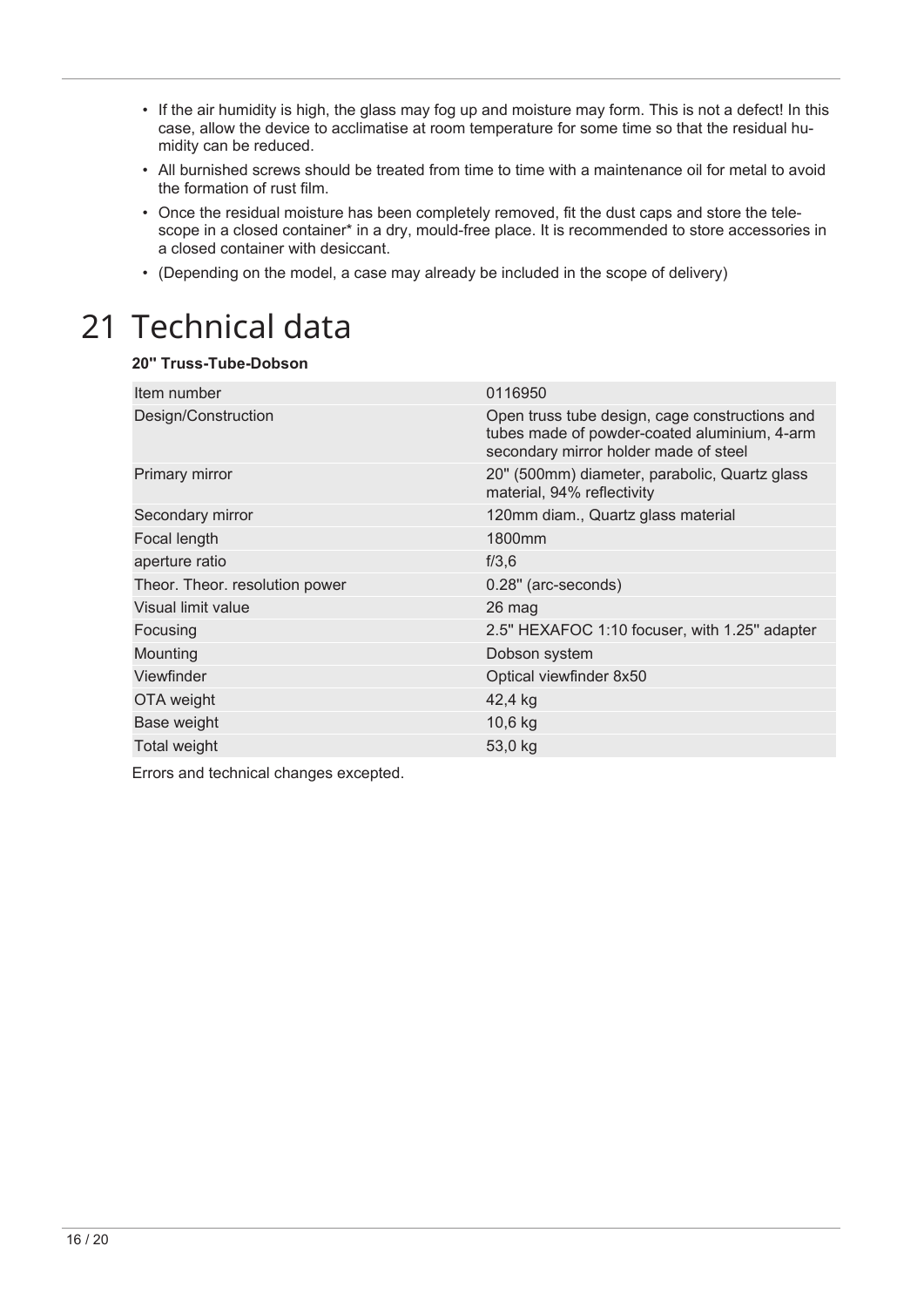- If the air humidity is high, the glass may fog up and moisture may form. This is not a defect! In this case, allow the device to acclimatise at room temperature for some time so that the residual humidity can be reduced.
- All burnished screws should be treated from time to time with a maintenance oil for metal to avoid the formation of rust film.
- Once the residual moisture has been completely removed, fit the dust caps and store the telescope in a closed container* in a dry, mould-free place. It is recommended to store accessories in a closed container with desiccant.
- (Depending on the model, a case may already be included in the scope of delivery)

# 21 Technical data

**20" Truss-Tube-Dobson**

| | |
|---|---|
| Item number | 0116950 |
| Design/Construction | Open truss tube design, cage constructions and tubes made of powder-coated aluminium, 4-arm secondary mirror holder made of steel |
| Primary mirror | 20" (500mm) diameter, parabolic, Quartz glass material, 94% reflectivity |
| Secondary mirror | 120mm diam., Quartz glass material |
| Focal length | 1800mm |
| aperture ratio | f/3,6 |
| Theor. Theor. resolution power | 0.28" (arc-seconds) |
| Visual limit value | 26 mag |
| Focusing | 2.5" HEXAFOC 1:10 focuser, with 1.25" adapter |
| Mounting | Dobson system |
| Viewfinder | Optical viewfinder 8x50 |
| OTA weight | 42,4 kg |
| Base weight | 10,6 kg |
| Total weight | 53,0 kg |

Errors and technical changes excepted.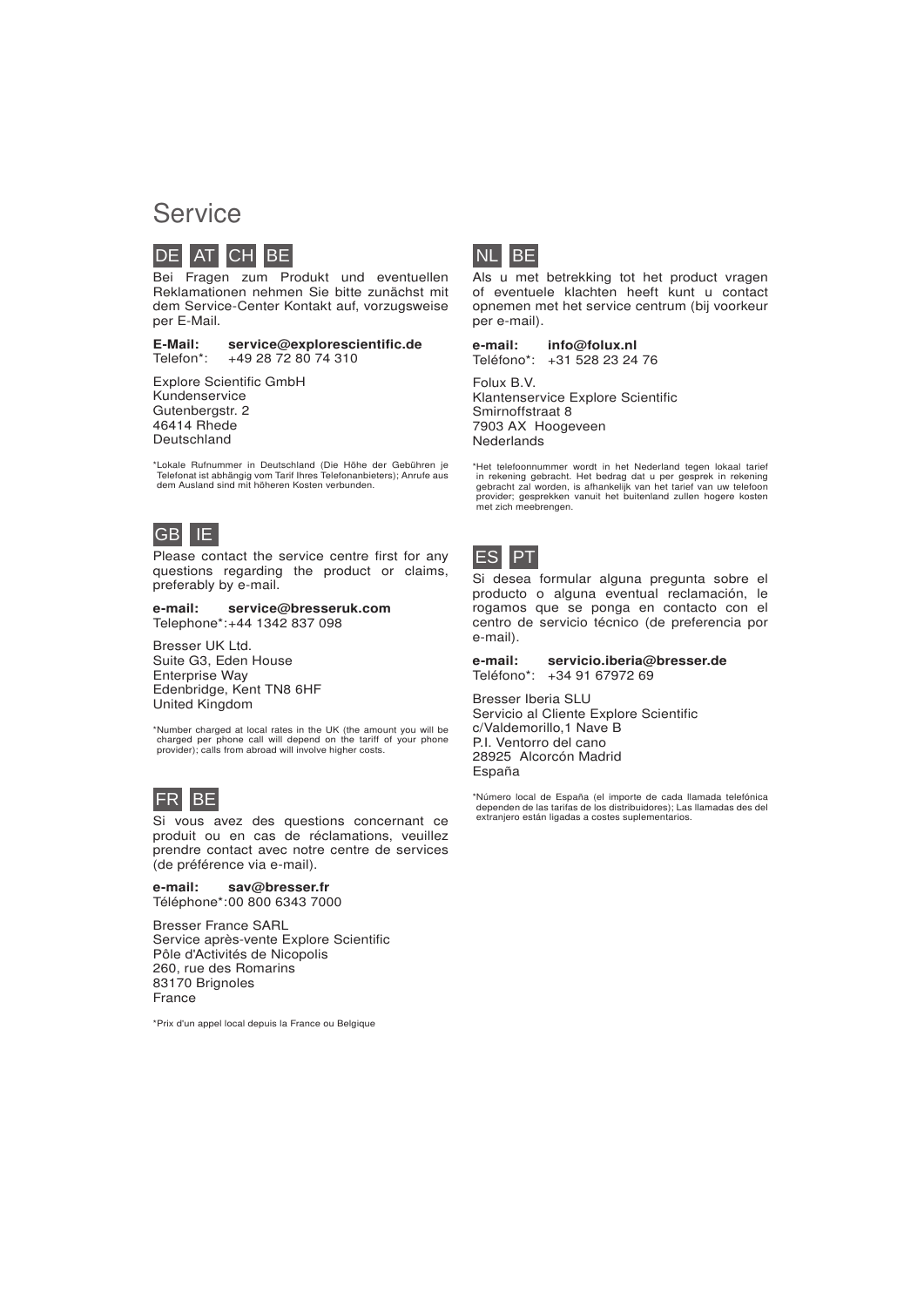# Service

## DE AT CH BE

Bei Fragen zum Produkt und eventuellen Reklamationen nehmen Sie bitte zunächst mit dem Service-Center Kontakt auf, vorzugsweise per E-Mail.

**E-Mail:** **service@explorescientific.de**
Telefon*: +49 28 72 80 74 310

Explore Scientific GmbH
Kundenservice
Gutenbergstr. 2
46414 Rhede
Deutschland

*Lokale Rufnummer in Deutschland (Die Höhe der Gebühren je Telefonat ist abhängig vom Tarif Ihres Telefonanbieters); Anrufe aus dem Ausland sind mit höheren Kosten verbunden.

## GB IE

Please contact the service centre first for any questions regarding the product or claims, preferably by e-mail.

**e-mail:** **service@bresseruk.com**
Telephone*: +44 1342 837 098

Bresser UK Ltd.
Suite G3, Eden House
Enterprise Way
Edenbridge, Kent TN8 6HF
United Kingdom

*Number charged at local rates in the UK (the amount you will be charged per phone call will depend on the tariff of your phone provider); calls from abroad will involve higher costs.

## FR BE

Si vous avez des questions concernant ce produit ou en cas de réclamations, veuillez prendre contact avec notre centre de services (de préférence via e-mail).

**e-mail:** **sav@bresser.fr**
Téléphone*: 00 800 6343 7000

Bresser France SARL
Service après-vente Explore Scientific
Pôle d'Activités de Nicopolis
260, rue des Romarins
83170 Brignoles
France

*Prix d'un appel local depuis la France ou Belgique

## NL BE

Als u met betrekking tot het product vragen of eventuele klachten heeft kunt u contact opnemen met het service centrum (bij voorkeur per e-mail).

**e-mail:** **info@folux.nl**
Teléfono*: +31 528 23 24 76

Folux B.V.
Klantenservice Explore Scientific
Smirnoffstraat 8
7903 AX Hoogeveen
Nederlands

*Het telefoonnummer wordt in het Nederland tegen lokaal tarief in rekening gebracht. Het bedrag dat u per gesprek in rekening gebracht zal worden, is afhankelijk van het tarief van uw telefoon provider; gesprekken vanuit het buitenland zullen hogere kosten met zich meebrengen.

## ES PT

Si desea formular alguna pregunta sobre el producto o alguna eventual reclamación, le rogamos que se ponga en contacto con el centro de servicio técnico (de preferencia por e-mail).

**e-mail:** **servicio.iberia@bresser.de**
Teléfono*: +34 91 67972 69

Bresser Iberia SLU
Servicio al Cliente Explore Scientific
c/Valdemorillo,1 Nave B
P.I. Ventorro del cano
28925 Alcorcón Madrid
España

*Número local de España (el importe de cada llamada telefónica dependen de las tarifas de los distribuidores); Las llamadas des del extranjero están ligadas a costes suplementarios.